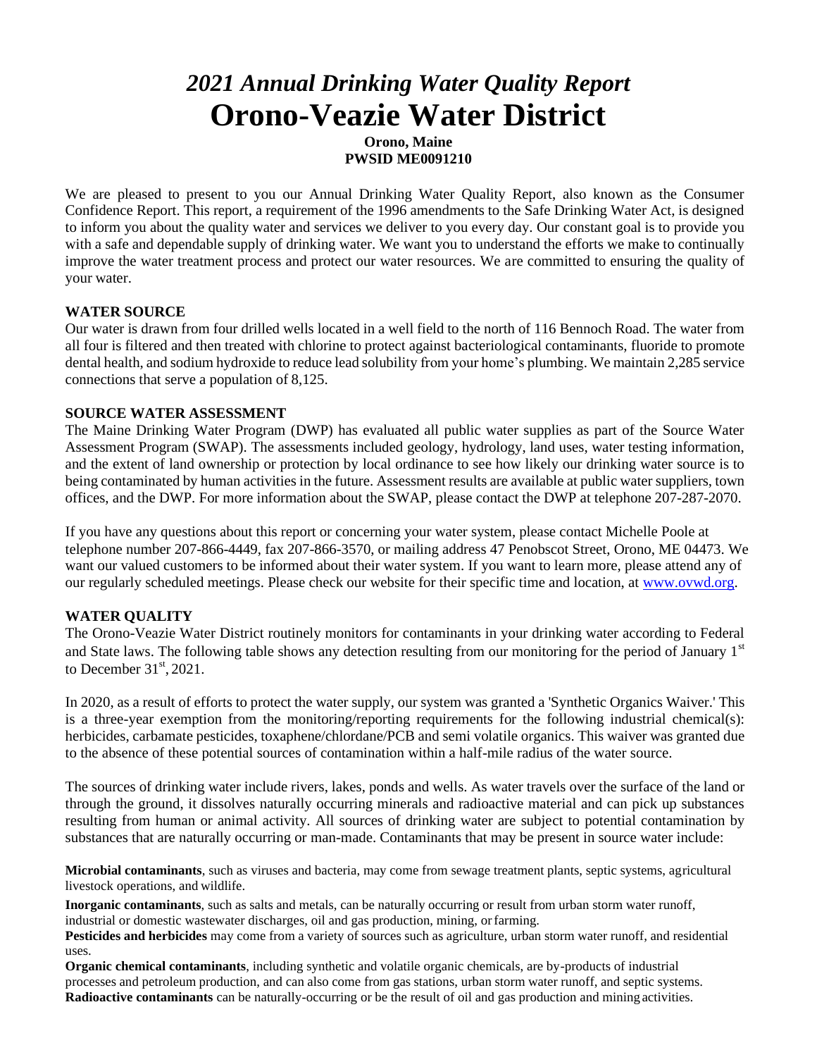# *2021 Annual Drinking Water Quality Report*
# Orono-Veazie Water District

**Orono, Maine**
**PWSID ME0091210**

We are pleased to present to you our Annual Drinking Water Quality Report, also known as the Consumer Confidence Report. This report, a requirement of the 1996 amendments to the Safe Drinking Water Act, is designed to inform you about the quality water and services we deliver to you every day. Our constant goal is to provide you with a safe and dependable supply of drinking water. We want you to understand the efforts we make to continually improve the water treatment process and protect our water resources. We are committed to ensuring the quality of your water.

## WATER SOURCE

Our water is drawn from four drilled wells located in a well field to the north of 116 Bennoch Road. The water from all four is filtered and then treated with chlorine to protect against bacteriological contaminants, fluoride to promote dental health, and sodium hydroxide to reduce lead solubility from your home's plumbing. We maintain 2,285 service connections that serve a population of 8,125.

## SOURCE WATER ASSESSMENT

The Maine Drinking Water Program (DWP) has evaluated all public water supplies as part of the Source Water Assessment Program (SWAP). The assessments included geology, hydrology, land uses, water testing information, and the extent of land ownership or protection by local ordinance to see how likely our drinking water source is to being contaminated by human activities in the future. Assessment results are available at public water suppliers, town offices, and the DWP. For more information about the SWAP, please contact the DWP at telephone 207-287-2070.

If you have any questions about this report or concerning your water system, please contact Michelle Poole at telephone number 207-866-4449, fax 207-866-3570, or mailing address 47 Penobscot Street, Orono, ME 04473. We want our valued customers to be informed about their water system. If you want to learn more, please attend any of our regularly scheduled meetings. Please check our website for their specific time and location, at www.ovwd.org.

## WATER QUALITY

The Orono-Veazie Water District routinely monitors for contaminants in your drinking water according to Federal and State laws. The following table shows any detection resulting from our monitoring for the period of January 1st to December 31st, 2021.

In 2020, as a result of efforts to protect the water supply, our system was granted a 'Synthetic Organics Waiver.' This is a three-year exemption from the monitoring/reporting requirements for the following industrial chemical(s): herbicides, carbamate pesticides, toxaphene/chlordane/PCB and semi volatile organics. This waiver was granted due to the absence of these potential sources of contamination within a half-mile radius of the water source.

The sources of drinking water include rivers, lakes, ponds and wells. As water travels over the surface of the land or through the ground, it dissolves naturally occurring minerals and radioactive material and can pick up substances resulting from human or animal activity. All sources of drinking water are subject to potential contamination by substances that are naturally occurring or man-made. Contaminants that may be present in source water include:

**Microbial contaminants**, such as viruses and bacteria, may come from sewage treatment plants, septic systems, agricultural livestock operations, and wildlife.

**Inorganic contaminants**, such as salts and metals, can be naturally occurring or result from urban storm water runoff, industrial or domestic wastewater discharges, oil and gas production, mining, or farming.

**Pesticides and herbicides** may come from a variety of sources such as agriculture, urban storm water runoff, and residential uses.

**Organic chemical contaminants**, including synthetic and volatile organic chemicals, are by-products of industrial processes and petroleum production, and can also come from gas stations, urban storm water runoff, and septic systems.

**Radioactive contaminants** can be naturally-occurring or be the result of oil and gas production and mining activities.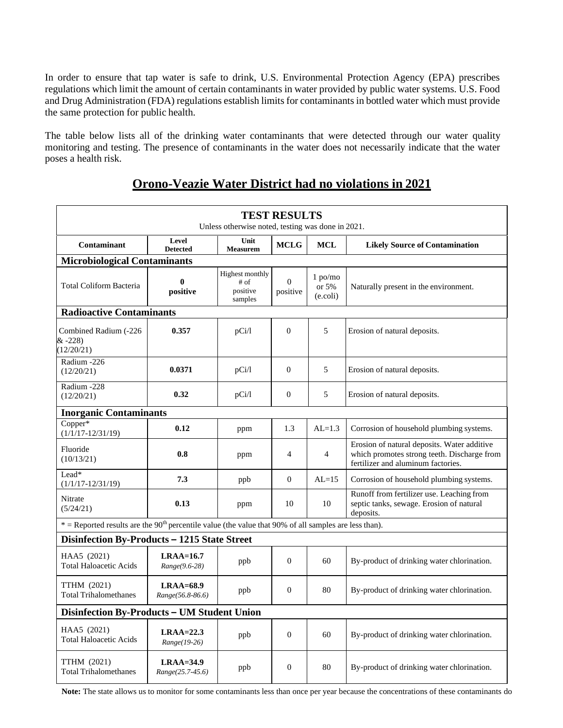In order to ensure that tap water is safe to drink, U.S. Environmental Protection Agency (EPA) prescribes regulations which limit the amount of certain contaminants in water provided by public water systems. U.S. Food and Drug Administration (FDA) regulations establish limits for contaminants in bottled water which must provide the same protection for public health.

The table below lists all of the drinking water contaminants that were detected through our water quality monitoring and testing. The presence of contaminants in the water does not necessarily indicate that the water poses a health risk.

## Orono-Veazie Water District had no violations in 2021

| **TEST RESULTS** Unless otherwise noted, testing was done in 2021. | | | | | |
|---|---|---|---|---|---|
| **Contaminant** | **Level Detected** | **Unit Measurem** | **MCLG** | **MCL** | **Likely Source of Contamination** |
| **Microbiological Contaminants** | | | | | |
| Total Coliform Bacteria | **0 positive** | Highest monthly # of positive samples | 0 positive | 1 po/mo or 5% (e.coli) | Naturally present in the environment. |
| **Radioactive Contaminants** | | | | | |
| Combined Radium (-226 & -228) (12/20/21) | **0.357** | pCi/l | 0 | 5 | Erosion of natural deposits. |
| Radium -226 (12/20/21) | **0.0371** | pCi/l | 0 | 5 | Erosion of natural deposits. |
| Radium -228 (12/20/21) | **0.32** | pCi/l | 0 | 5 | Erosion of natural deposits. |
| **Inorganic Contaminants** | | | | | |
| Copper* (1/1/17-12/31/19) | **0.12** | ppm | 1.3 | AL=1.3 | Corrosion of household plumbing systems. |
| Fluoride (10/13/21) | **0.8** | ppm | 4 | 4 | Erosion of natural deposits. Water additive which promotes strong teeth. Discharge from fertilizer and aluminum factories. |
| Lead* (1/1/17-12/31/19) | **7.3** | ppb | 0 | AL=15 | Corrosion of household plumbing systems. |
| Nitrate (5/24/21) | **0.13** | ppm | 10 | 10 | Runoff from fertilizer use. Leaching from septic tanks, sewage. Erosion of natural deposits. |
| * = Reported results are the 90th percentile value (the value that 90% of all samples are less than). | | | | | |
| **Disinfection By-Products – 1215 State Street** | | | | | |
| HAA5 (2021) Total Haloacetic Acids | **LRAA=16.7** *Range(9.6-28)* | ppb | 0 | 60 | By-product of drinking water chlorination. |
| TTHM (2021) Total Trihalomethanes | **LRAA=68.9** *Range(56.8-86.6)* | ppb | 0 | 80 | By-product of drinking water chlorination. |
| **Disinfection By-Products – UM Student Union** | | | | | |
| HAA5 (2021) Total Haloacetic Acids | **LRAA=22.3** *Range(19-26)* | ppb | 0 | 60 | By-product of drinking water chlorination. |
| TTHM (2021) Total Trihalomethanes | **LRAA=34.9** *Range(25.7-45.6)* | ppb | 0 | 80 | By-product of drinking water chlorination. |

**Note:** The state allows us to monitor for some contaminants less than once per year because the concentrations of these contaminants do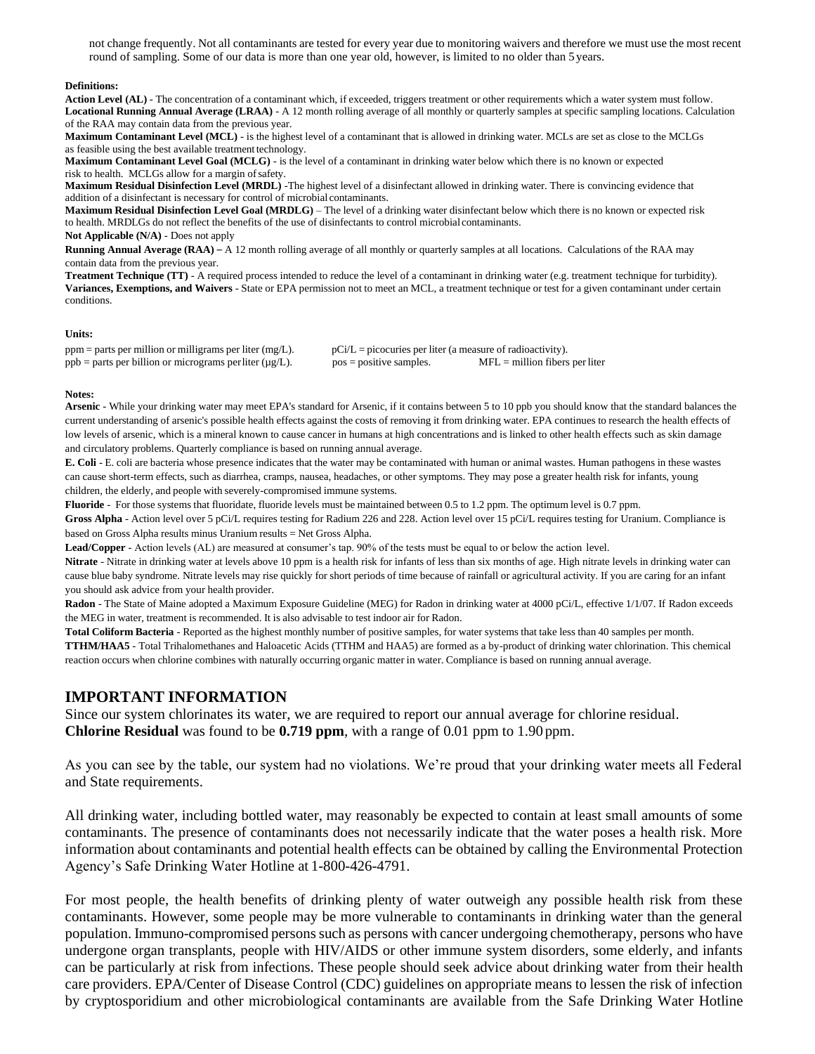not change frequently. Not all contaminants are tested for every year due to monitoring waivers and therefore we must use the most recent round of sampling. Some of our data is more than one year old, however, is limited to no older than 5 years.

**Definitions:**

**Action Level (AL)** - The concentration of a contaminant which, if exceeded, triggers treatment or other requirements which a water system must follow.
**Locational Running Annual Average (LRAA)** - A 12 month rolling average of all monthly or quarterly samples at specific sampling locations. Calculation of the RAA may contain data from the previous year.
**Maximum Contaminant Level (MCL)** - is the highest level of a contaminant that is allowed in drinking water. MCLs are set as close to the MCLGs as feasible using the best available treatment technology.
**Maximum Contaminant Level Goal (MCLG)** - is the level of a contaminant in drinking water below which there is no known or expected risk to health. MCLGs allow for a margin of safety.
**Maximum Residual Disinfection Level (MRDL)** -The highest level of a disinfectant allowed in drinking water. There is convincing evidence that addition of a disinfectant is necessary for control of microbial contaminants.
**Maximum Residual Disinfection Level Goal (MRDLG)** – The level of a drinking water disinfectant below which there is no known or expected risk to health. MRDLGs do not reflect the benefits of the use of disinfectants to control microbial contaminants.
**Not Applicable (N/A)** - Does not apply
**Running Annual Average (RAA)** – A 12 month rolling average of all monthly or quarterly samples at all locations. Calculations of the RAA may contain data from the previous year.
**Treatment Technique (TT)** - A required process intended to reduce the level of a contaminant in drinking water (e.g. treatment technique for turbidity).
**Variances, Exemptions, and Waivers** - State or EPA permission not to meet an MCL, a treatment technique or test for a given contaminant under certain conditions.

**Units:**

ppm = parts per million or milligrams per liter (mg/L).
ppb = parts per billion or micrograms per liter (µg/L).
pCi/L = picocuries per liter (a measure of radioactivity).
pos = positive samples.
MFL = million fibers per liter

**Notes:**

**Arsenic** - While your drinking water may meet EPA's standard for Arsenic, if it contains between 5 to 10 ppb you should know that the standard balances the current understanding of arsenic's possible health effects against the costs of removing it from drinking water. EPA continues to research the health effects of low levels of arsenic, which is a mineral known to cause cancer in humans at high concentrations and is linked to other health effects such as skin damage and circulatory problems. Quarterly compliance is based on running annual average.
**E. Coli** - E. coli are bacteria whose presence indicates that the water may be contaminated with human or animal wastes. Human pathogens in these wastes can cause short-term effects, such as diarrhea, cramps, nausea, headaches, or other symptoms. They may pose a greater health risk for infants, young children, the elderly, and people with severely-compromised immune systems.
**Fluoride** - For those systems that fluoridate, fluoride levels must be maintained between 0.5 to 1.2 ppm. The optimum level is 0.7 ppm.
**Gross Alpha** - Action level over 5 pCi/L requires testing for Radium 226 and 228. Action level over 15 pCi/L requires testing for Uranium. Compliance is based on Gross Alpha results minus Uranium results = Net Gross Alpha.
**Lead/Copper** - Action levels (AL) are measured at consumer's tap. 90% of the tests must be equal to or below the action level.
**Nitrate** - Nitrate in drinking water at levels above 10 ppm is a health risk for infants of less than six months of age. High nitrate levels in drinking water can cause blue baby syndrome. Nitrate levels may rise quickly for short periods of time because of rainfall or agricultural activity. If you are caring for an infant you should ask advice from your health provider.
**Radon** - The State of Maine adopted a Maximum Exposure Guideline (MEG) for Radon in drinking water at 4000 pCi/L, effective 1/1/07. If Radon exceeds the MEG in water, treatment is recommended. It is also advisable to test indoor air for Radon.
**Total Coliform Bacteria** - Reported as the highest monthly number of positive samples, for water systems that take less than 40 samples per month.
**TTHM/HAA5** - Total Trihalomethanes and Haloacetic Acids (TTHM and HAA5) are formed as a by-product of drinking water chlorination. This chemical reaction occurs when chlorine combines with naturally occurring organic matter in water. Compliance is based on running annual average.

## IMPORTANT INFORMATION

Since our system chlorinates its water, we are required to report our annual average for chlorine residual. **Chlorine Residual** was found to be **0.719 ppm**, with a range of 0.01 ppm to 1.90 ppm.

As you can see by the table, our system had no violations. We're proud that your drinking water meets all Federal and State requirements.

All drinking water, including bottled water, may reasonably be expected to contain at least small amounts of some contaminants. The presence of contaminants does not necessarily indicate that the water poses a health risk. More information about contaminants and potential health effects can be obtained by calling the Environmental Protection Agency's Safe Drinking Water Hotline at 1-800-426-4791.

For most people, the health benefits of drinking plenty of water outweigh any possible health risk from these contaminants. However, some people may be more vulnerable to contaminants in drinking water than the general population. Immuno-compromised persons such as persons with cancer undergoing chemotherapy, persons who have undergone organ transplants, people with HIV/AIDS or other immune system disorders, some elderly, and infants can be particularly at risk from infections. These people should seek advice about drinking water from their health care providers. EPA/Center of Disease Control (CDC) guidelines on appropriate means to lessen the risk of infection by cryptosporidium and other microbiological contaminants are available from the Safe Drinking Water Hotline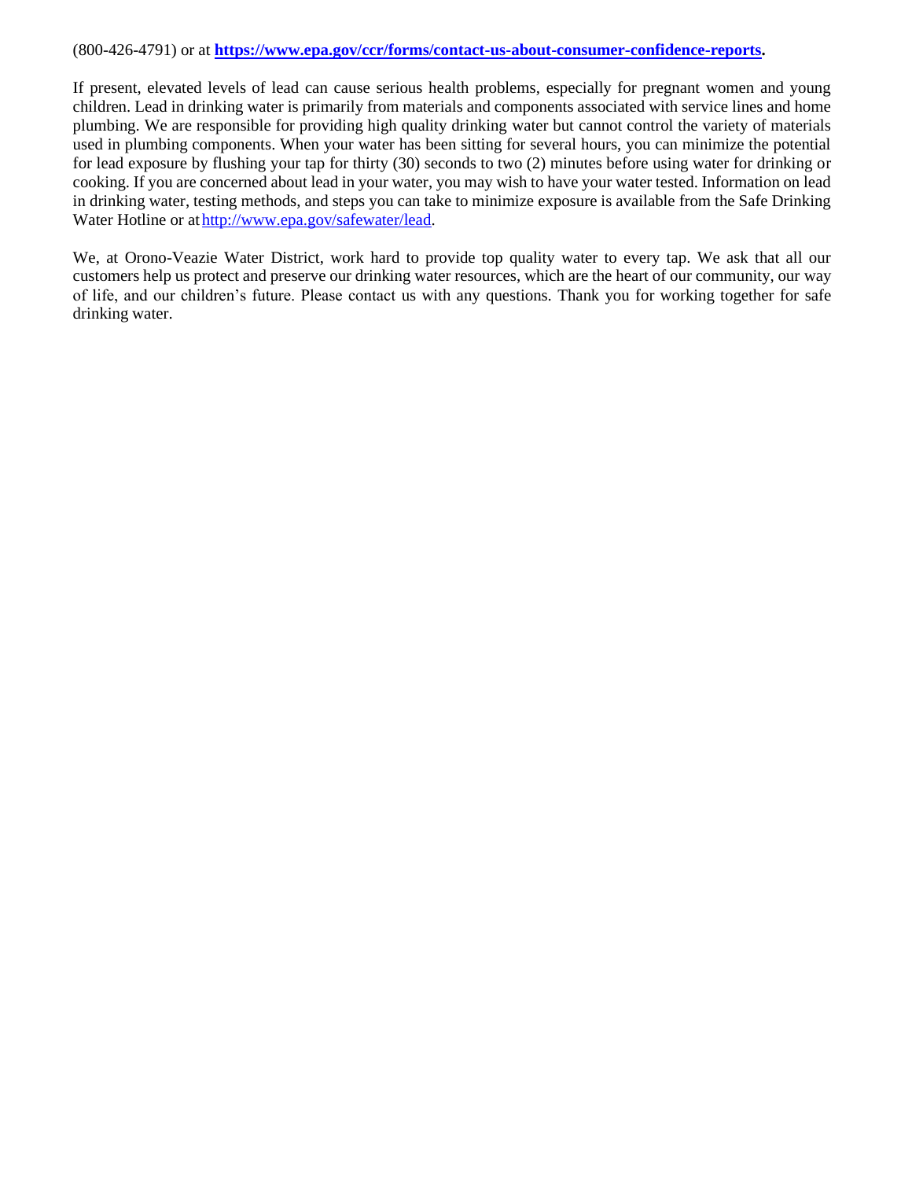(800-426-4791) or at **https://www.epa.gov/ccr/forms/contact-us-about-consumer-confidence-reports.**

If present, elevated levels of lead can cause serious health problems, especially for pregnant women and young children. Lead in drinking water is primarily from materials and components associated with service lines and home plumbing. We are responsible for providing high quality drinking water but cannot control the variety of materials used in plumbing components. When your water has been sitting for several hours, you can minimize the potential for lead exposure by flushing your tap for thirty (30) seconds to two (2) minutes before using water for drinking or cooking. If you are concerned about lead in your water, you may wish to have your water tested. Information on lead in drinking water, testing methods, and steps you can take to minimize exposure is available from the Safe Drinking Water Hotline or at http://www.epa.gov/safewater/lead.

We, at Orono-Veazie Water District, work hard to provide top quality water to every tap. We ask that all our customers help us protect and preserve our drinking water resources, which are the heart of our community, our way of life, and our children's future. Please contact us with any questions. Thank you for working together for safe drinking water.